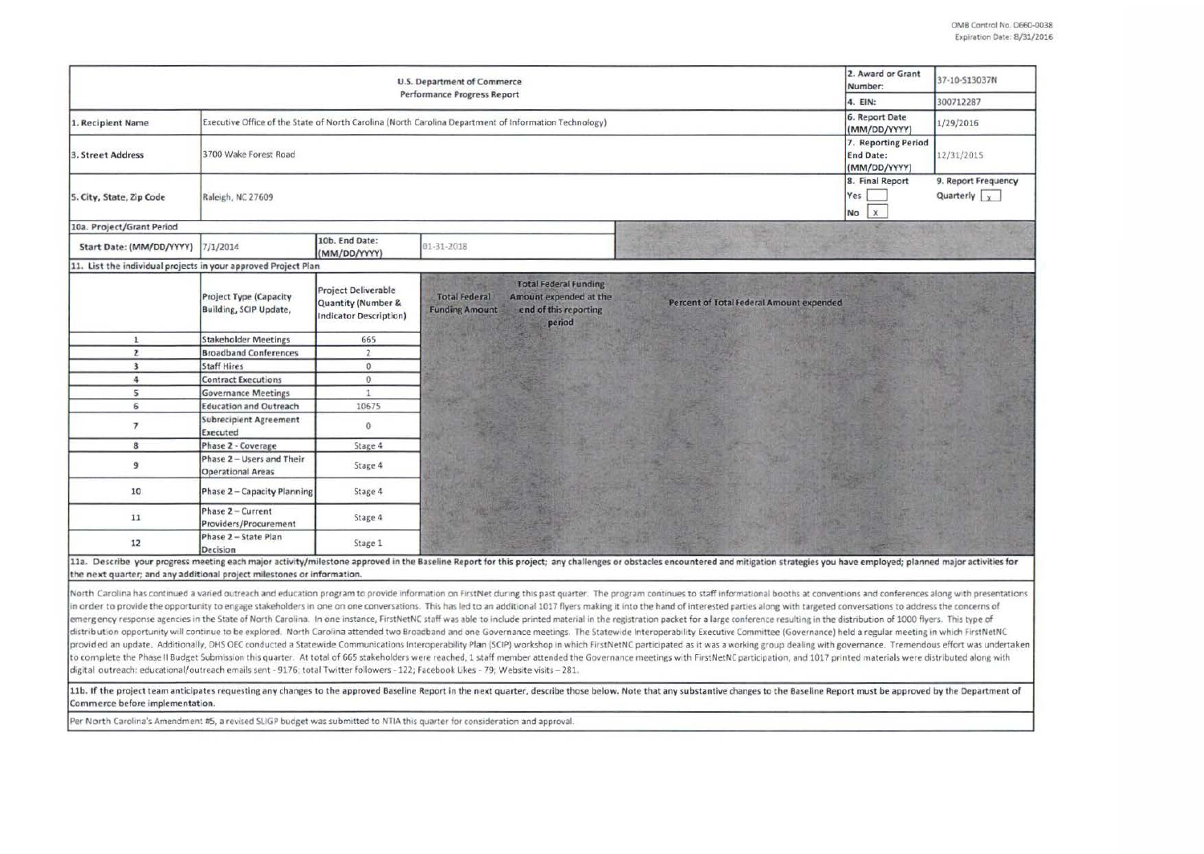OMB Control No. 0660-0038
Expiration Date: 8/31/2016

| U.S. Department of Commerce Performance Progress Report | | 2. Award or Grant Number: | 37-10-S13037N |
|---|---|---|---|
| | | 4. EIN: | 300712287 |
| 1. Recipient Name | Executive Office of the State of North Carolina (North Carolina Department of Information Technology) | 6. Report Date (MM/DD/YYYY) | 1/29/2016 |
| 3. Street Address | 3700 Wake Forest Road | 7. Reporting Period End Date: (MM/DD/YYYY) | 12/31/2015 |
| 5. City, State, Zip Code | Raleigh, NC 27609 | 8. Final Report Yes [ ] No [x] | 9. Report Frequency Quarterly [x] |

10a. Project/Grant Period

| Start Date: (MM/DD/YYYY) | 7/1/2014 | 10b. End Date: (MM/DD/YYYY) | 01-31-2018 |
|---|---|---|---|

11. List the individual projects in your approved Project Plan

| | Project Type (Capacity Building, SCIP Update, | Project Deliverable Quantity (Number & Indicator Description) | Total Federal Funding Amount | Total Federal Funding Amount expended at the end of this reporting period | Percent of Total Federal Amount expended |
|---|---|---|---|---|---|
| 1 | Stakeholder Meetings | 665 | | | |
| 2 | Broadband Conferences | 2 | | | |
| 3 | Staff Hires | 0 | | | |
| 4 | Contract Executions | 0 | | | |
| 5 | Governance Meetings | 1 | | | |
| 6 | Education and Outreach | 10675 | | | |
| 7 | Subrecipient Agreement Executed | 0 | | | |
| 8 | Phase 2 - Coverage | Stage 4 | | | |
| 9 | Phase 2 – Users and Their Operational Areas | Stage 4 | | | |
| 10 | Phase 2 – Capacity Planning | Stage 4 | | | |
| 11 | Phase 2 – Current Providers/Procurement | Stage 4 | | | |
| 12 | Phase 2 – State Plan Decision | Stage 1 | | | |

11a. Describe your progress meeting each major activity/milestone approved in the Baseline Report for this project; any challenges or obstacles encountered and mitigation strategies you have employed; planned major activities for the next quarter; and any additional project milestones or information.

North Carolina has continued a varied outreach and education program to provide information on FirstNet during this past quarter. The program continues to staff informational booths at conventions and conferences along with presentations in order to provide the opportunity to engage stakeholders in one on one conversations. This has led to an additional 1017 flyers making it into the hand of interested parties along with targeted conversations to address the concerns of emergency response agencies in the State of North Carolina. In one instance, FirstNetNC staff was able to include printed material in the registration packet for a large conference resulting in the distribution of 1000 flyers. This type of distribution opportunity will continue to be explored. North Carolina attended two Broadband and one Governance meetings. The Statewide Interoperability Executive Committee (Governance) held a regular meeting in which FirstNetNC provided an update. Additionally, DHS OEC conducted a Statewide Communications Interoperability Plan (SCIP) workshop in which FirstNetNC participated as it was a working group dealing with governance. Tremendous effort was undertaken to complete the Phase II Budget Submission this quarter. At total of 665 stakeholders were reached, 1 staff member attended the Governance meetings with FirstNetNC participation, and 1017 printed materials were distributed along with digital outreach: educational/outreach emails sent - 9176; total Twitter followers - 122; Facebook Likes - 79; Website visits – 281.

11b. If the project team anticipates requesting any changes to the approved Baseline Report in the next quarter, describe those below. Note that any substantive changes to the Baseline Report must be approved by the Department of Commerce before implementation.

Per North Carolina's Amendment #5, a revised SLIGP budget was submitted to NTIA this quarter for consideration and approval.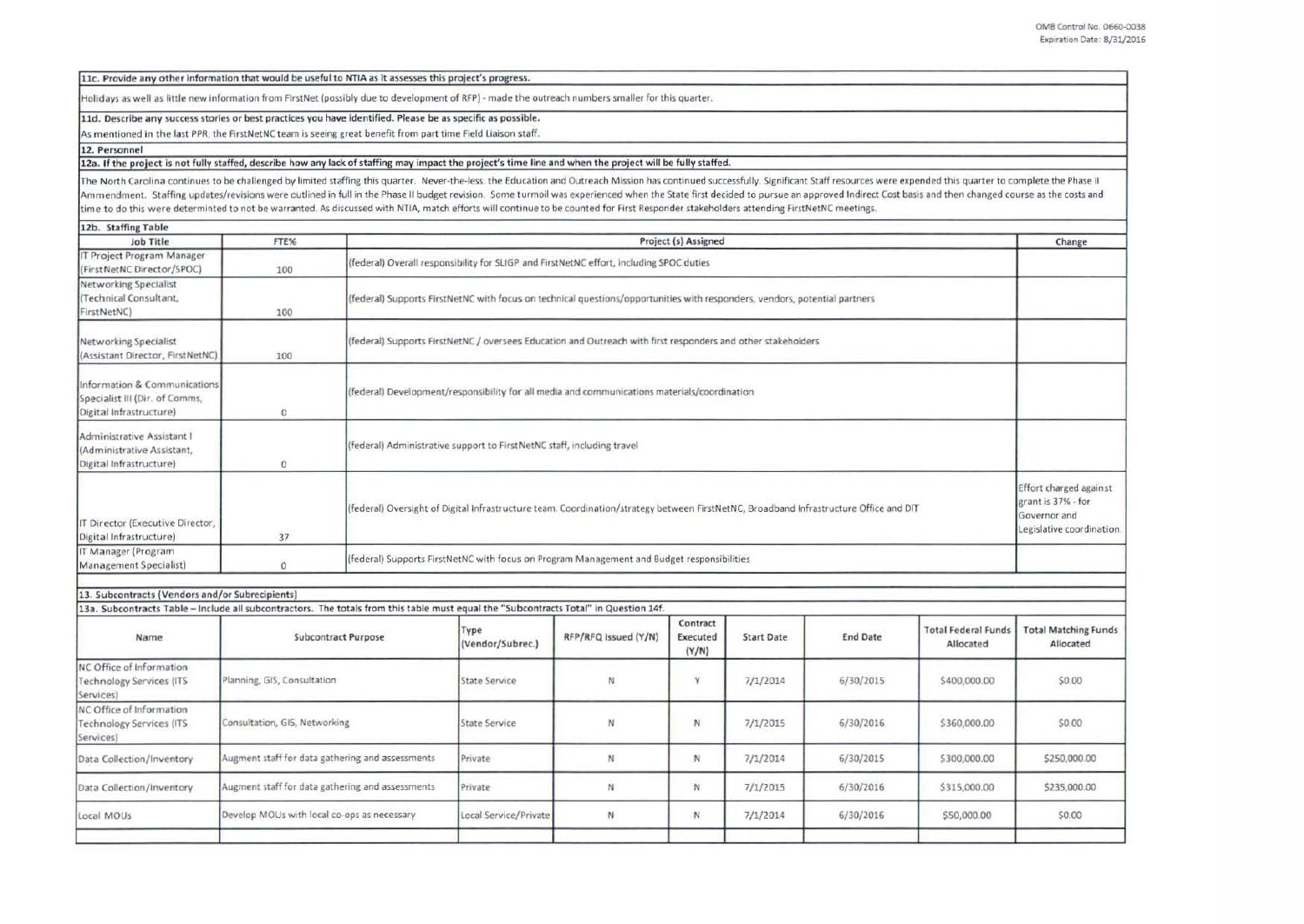**11c. Provide any other information that would be useful to NTIA as it assesses this project's progress.**

Holidays as well as little new information from FirstNet (possibly due to development of RFP) - made the outreach numbers smaller for this quarter.

**11d. Describe any success stories or best practices you have identified. Please be as specific as possible.**

As mentioned in the last PPR, the FirstNetNC team is seeing great benefit from part time Field Liaison staff.

**12. Personnel**

**12a. If the project is not fully staffed, describe how any lack of staffing may impact the project's time line and when the project will be fully staffed.**

The North Carolina continues to be challenged by limited staffing this quarter. Never-the-less, the Education and Outreach Mission has continued successfully. Significant Staff resources were expended this quarter to complete the Phase II Ammendment. Staffing updates/revisions were outlined in full in the Phase II budget revision. Some turmoil was experienced when the State first decided to pursue an approved Indirect Cost basis and then changed course as the costs and time to do this were determinted to not be warranted. As discussed with NTIA, match efforts will continue to be counted for First Responder stakeholders attending FirstNetNC meetings.

**12b. Staffing Table**

| Job Title | FTE% | Project (s) Assigned | Change |
|---|---|---|---|
| IT Project Program Manager (FirstNetNC Director/SPOC) | 100 | (federal) Overall responsibility for SLIGP and FirstNetNC effort, including SPOC duties | |
| Networking Specialist (Technical Consultant, FirstNetNC) | 100 | (federal) Supports FirstNetNC with focus on technical questions/opportunities with responders, vendors, potential partners | |
| Networking Specialist (Assistant Director, FirstNetNC) | 100 | (federal) Supports FirstNetNC / oversees Education and Outreach with first responders and other stakeholders | |
| Information & Communications Specialist III (Dir. of Comms, Digital Infrastructure) | 0 | (federal) Development/responsibility for all media and communications materials/coordination | |
| Administrative Assistant I (Administrative Assistant, Digital Infrastructure) | 0 | (federal) Administrative support to FirstNetNC staff, including travel | |
| IT Director (Executive Director, Digital Infrastructure) | 37 | (federal) Oversight of Digital Infrastructure team. Coordination/strategy between FirstNetNC, Broadband Infrastructure Office and DIT | Effort charged against grant is 37% - for Governor and Legislative coordination. |
| IT Manager (Program Management Specialist) | 0 | (federal) Supports FirstNetNC with focus on Program Management and Budget responsibilities | |

**13. Subcontracts (Vendors and/or Subrecipients)**

**13a. Subcontracts Table – Include all subcontractors. The totals from this table must equal the "Subcontracts Total" in Question 14f.**

| Name | Subcontract Purpose | Type (Vendor/Subrec.) | RFP/RFQ Issued (Y/N) | Contract Executed (Y/N) | Start Date | End Date | Total Federal Funds Allocated | Total Matching Funds Allocated |
|---|---|---|---|---|---|---|---|---|
| NC Office of Information Technology Services (ITS Services) | Planning, GIS, Consultation | State Service | N | Y | 7/1/2014 | 6/30/2015 | $400,000.00 | $0.00 |
| NC Office of Information Technology Services (ITS Services) | Consultation, GIS, Networking | State Service | N | N | 7/1/2015 | 6/30/2016 | $360,000.00 | $0.00 |
| Data Collection/Inventory | Augment staff for data gathering and assessments | Private | N | N | 7/1/2014 | 6/30/2015 | $300,000.00 | $250,000.00 |
| Data Collection/Inventory | Augment staff for data gathering and assessments | Private | N | N | 7/1/2015 | 6/30/2016 | $315,000.00 | $235,000.00 |
| Local MOUs | Develop MOUs with local co-ops as necessary | Local Service/Private | N | N | 7/1/2014 | 6/30/2016 | $50,000.00 | $0.00 |
| | | | | | | | | |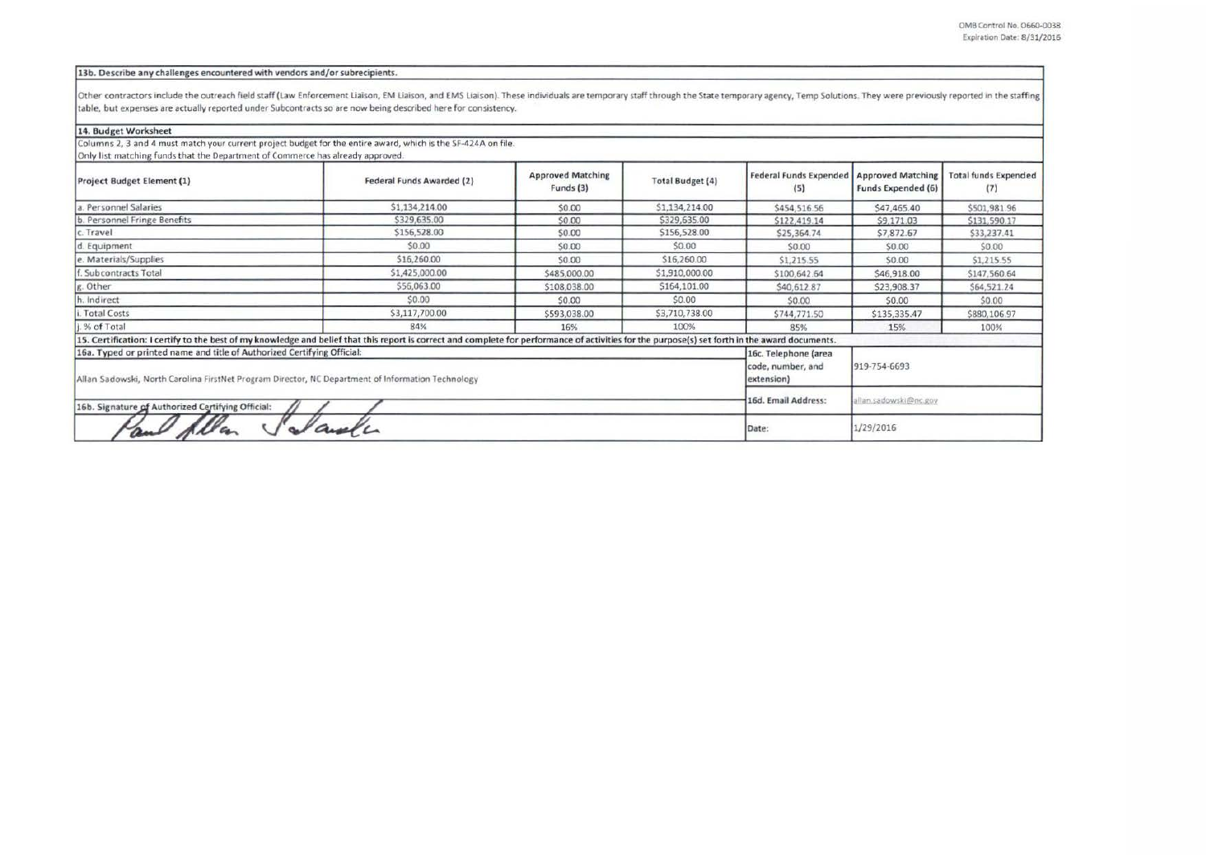**13b. Describe any challenges encountered with vendors and/or subrecipients.**

Other contractors include the outreach field staff (Law Enforcement Liaison, EM Liaison, and EMS Liaison). These individuals are temporary staff through the State temporary agency, Temp Solutions. They were previously reported in the staffing table, but expenses are actually reported under Subcontracts so are now being described here for consistency.

**14. Budget Worksheet**

Columns 2, 3 and 4 must match your current project budget for the entire award, which is the SF-424A on file.
Only list matching funds that the Department of Commerce has already approved.

| Project Budget Element (1) | Federal Funds Awarded (2) | Approved Matching Funds (3) | Total Budget (4) | Federal Funds Expended (5) | Approved Matching Funds Expended (6) | Total funds Expended (7) |
|---|---|---|---|---|---|---|
| a. Personnel Salaries | $1,134,214.00 | $0.00 | $1,134,214.00 | $454,516.56 | $47,465.40 | $501,981.96 |
| b. Personnel Fringe Benefits | $329,635.00 | $0.00 | $329,635.00 | $122,419.14 | $9,171.03 | $131,590.17 |
| c. Travel | $156,528.00 | $0.00 | $156,528.00 | $25,364.74 | $7,872.67 | $33,237.41 |
| d. Equipment | $0.00 | $0.00 | $0.00 | $0.00 | $0.00 | $0.00 |
| e. Materials/Supplies | $16,260.00 | $0.00 | $16,260.00 | $1,215.55 | $0.00 | $1,215.55 |
| f. Subcontracts Total | $1,425,000.00 | $485,000.00 | $1,910,000.00 | $100,642.64 | $46,918.00 | $147,560.64 |
| g. Other | $56,063.00 | $108,038.00 | $164,101.00 | $40,612.87 | $23,908.37 | $64,521.24 |
| h. Indirect | $0.00 | $0.00 | $0.00 | $0.00 | $0.00 | $0.00 |
| i. Total Costs | $3,117,700.00 | $593,038.00 | $3,710,738.00 | $744,771.50 | $135,335.47 | $880,106.97 |
| j. % of Total | 84% | 16% | 100% | 85% | 15% | 100% |

**15. Certification:** I certify to the best of my knowledge and belief that this report is correct and complete for performance of activities for the purpose(s) set forth in the award documents.

| | | |
|---|---|---|
| **16a. Typed or printed name and title of Authorized Certifying Official:** Allan Sadowski, North Carolina FirstNet Program Director, NC Department of Information Technology | 16c. Telephone (area code, number, and extension) | 919-754-6693 |
| **16b. Signature of Authorized Certifying Official:** Paul Allan Sadowski | 16d. Email Address: | allan.sadowski@nc.gov |
| | Date: | 1/29/2016 |